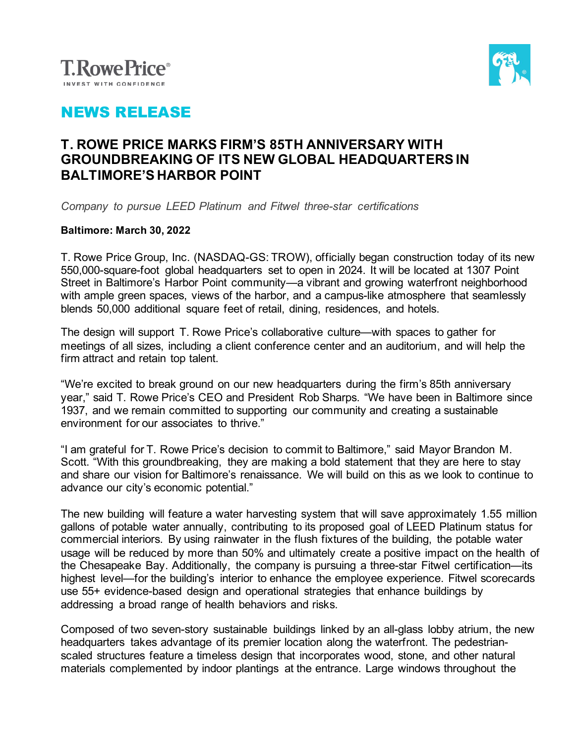T.RowePrice®
INVEST WITH CONFIDENCE

# NEWS RELEASE

## T. ROWE PRICE MARKS FIRM'S 85TH ANNIVERSARY WITH GROUNDBREAKING OF ITS NEW GLOBAL HEADQUARTERS IN BALTIMORE'S HARBOR POINT

*Company to pursue LEED Platinum and Fitwel three-star certifications*

**Baltimore: March 30, 2022**

T. Rowe Price Group, Inc. (NASDAQ-GS: TROW), officially began construction today of its new 550,000-square-foot global headquarters set to open in 2024. It will be located at 1307 Point Street in Baltimore's Harbor Point community—a vibrant and growing waterfront neighborhood with ample green spaces, views of the harbor, and a campus-like atmosphere that seamlessly blends 50,000 additional square feet of retail, dining, residences, and hotels.

The design will support T. Rowe Price's collaborative culture—with spaces to gather for meetings of all sizes, including a client conference center and an auditorium, and will help the firm attract and retain top talent.

"We're excited to break ground on our new headquarters during the firm's 85th anniversary year," said T. Rowe Price's CEO and President Rob Sharps. "We have been in Baltimore since 1937, and we remain committed to supporting our community and creating a sustainable environment for our associates to thrive."

"I am grateful for T. Rowe Price's decision to commit to Baltimore," said Mayor Brandon M. Scott. "With this groundbreaking, they are making a bold statement that they are here to stay and share our vision for Baltimore's renaissance. We will build on this as we look to continue to advance our city's economic potential."

The new building will feature a water harvesting system that will save approximately 1.55 million gallons of potable water annually, contributing to its proposed goal of LEED Platinum status for commercial interiors. By using rainwater in the flush fixtures of the building, the potable water usage will be reduced by more than 50% and ultimately create a positive impact on the health of the Chesapeake Bay. Additionally, the company is pursuing a three-star Fitwel certification—its highest level—for the building's interior to enhance the employee experience. Fitwel scorecards use 55+ evidence-based design and operational strategies that enhance buildings by addressing a broad range of health behaviors and risks.

Composed of two seven-story sustainable buildings linked by an all-glass lobby atrium, the new headquarters takes advantage of its premier location along the waterfront. The pedestrian-scaled structures feature a timeless design that incorporates wood, stone, and other natural materials complemented by indoor plantings at the entrance. Large windows throughout the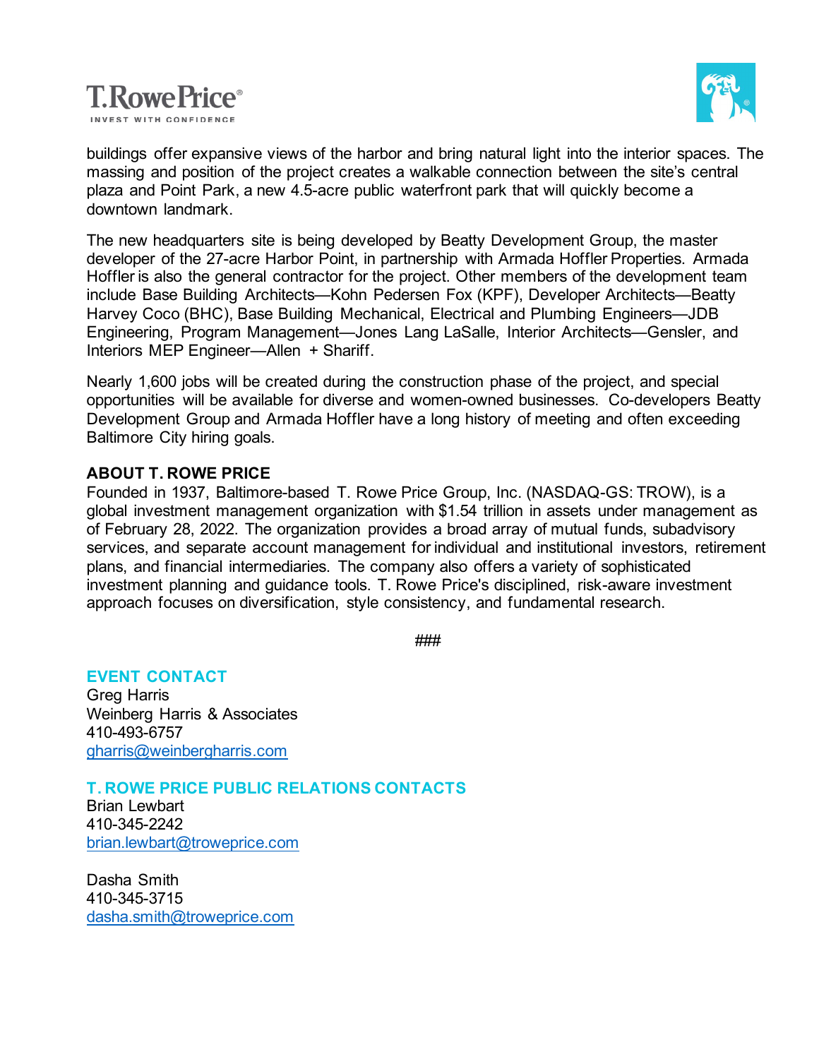buildings offer expansive views of the harbor and bring natural light into the interior spaces. The massing and position of the project creates a walkable connection between the site's central plaza and Point Park, a new 4.5-acre public waterfront park that will quickly become a downtown landmark.

The new headquarters site is being developed by Beatty Development Group, the master developer of the 27-acre Harbor Point, in partnership with Armada Hoffler Properties. Armada Hoffler is also the general contractor for the project. Other members of the development team include Base Building Architects—Kohn Pedersen Fox (KPF), Developer Architects—Beatty Harvey Coco (BHC), Base Building Mechanical, Electrical and Plumbing Engineers—JDB Engineering, Program Management—Jones Lang LaSalle, Interior Architects—Gensler, and Interiors MEP Engineer—Allen + Shariff.

Nearly 1,600 jobs will be created during the construction phase of the project, and special opportunities will be available for diverse and women-owned businesses. Co-developers Beatty Development Group and Armada Hoffler have a long history of meeting and often exceeding Baltimore City hiring goals.

**ABOUT T. ROWE PRICE**

Founded in 1937, Baltimore-based T. Rowe Price Group, Inc. (NASDAQ-GS: TROW), is a global investment management organization with $1.54 trillion in assets under management as of February 28, 2022. The organization provides a broad array of mutual funds, subadvisory services, and separate account management for individual and institutional investors, retirement plans, and financial intermediaries. The company also offers a variety of sophisticated investment planning and guidance tools. T. Rowe Price's disciplined, risk-aware investment approach focuses on diversification, style consistency, and fundamental research.

###

**EVENT CONTACT**

Greg Harris
Weinberg Harris & Associates
410-493-6757
gharris@weinbergharris.com

**T. ROWE PRICE PUBLIC RELATIONS CONTACTS**

Brian Lewbart
410-345-2242
brian.lewbart@troweprice.com

Dasha Smith
410-345-3715
dasha.smith@troweprice.com